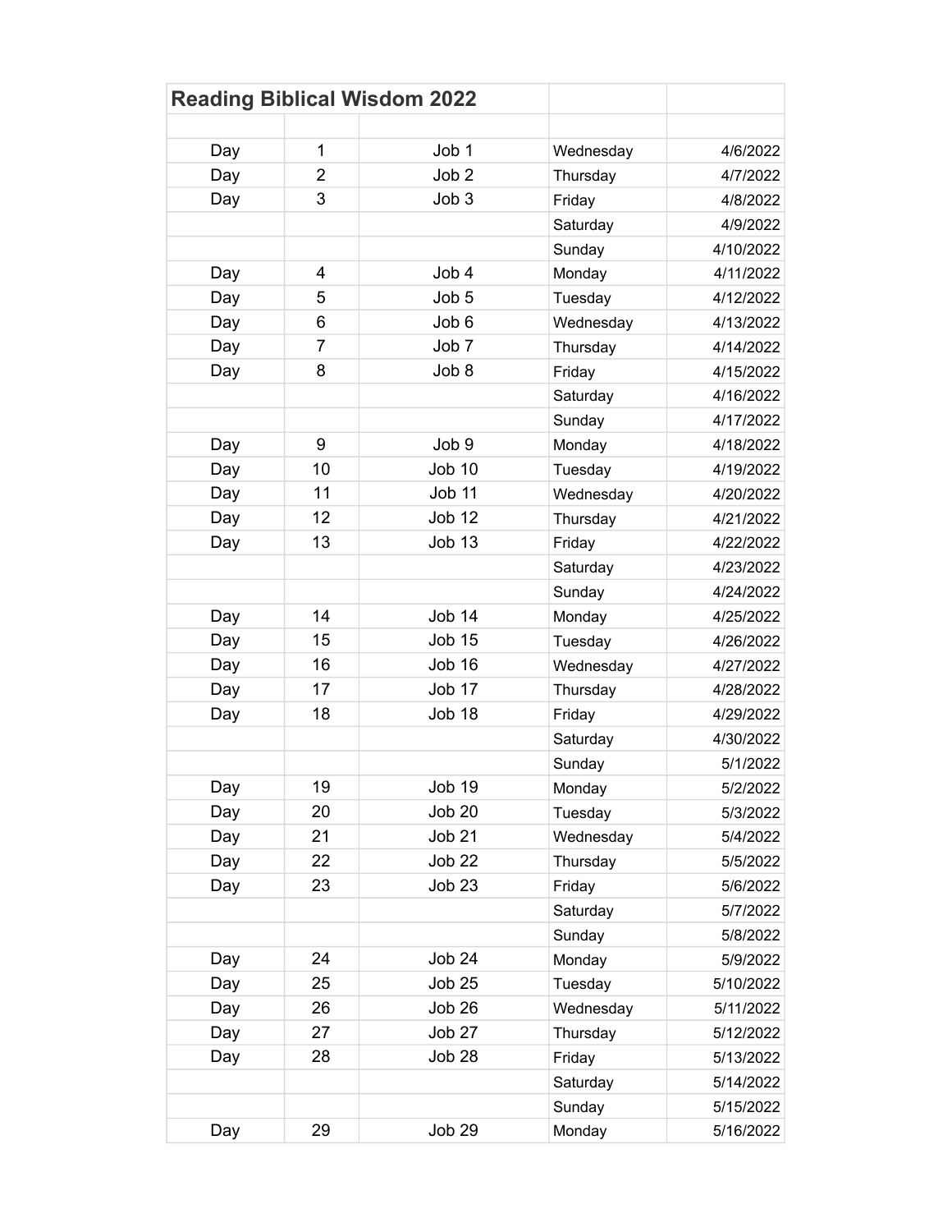# Reading Biblical Wisdom 2022

| | | | | |
|---|---|---|---|---|
| Day | 1 | Job 1 | Wednesday | 4/6/2022 |
| Day | 2 | Job 2 | Thursday | 4/7/2022 |
| Day | 3 | Job 3 | Friday | 4/8/2022 |
| | | | Saturday | 4/9/2022 |
| | | | Sunday | 4/10/2022 |
| Day | 4 | Job 4 | Monday | 4/11/2022 |
| Day | 5 | Job 5 | Tuesday | 4/12/2022 |
| Day | 6 | Job 6 | Wednesday | 4/13/2022 |
| Day | 7 | Job 7 | Thursday | 4/14/2022 |
| Day | 8 | Job 8 | Friday | 4/15/2022 |
| | | | Saturday | 4/16/2022 |
| | | | Sunday | 4/17/2022 |
| Day | 9 | Job 9 | Monday | 4/18/2022 |
| Day | 10 | Job 10 | Tuesday | 4/19/2022 |
| Day | 11 | Job 11 | Wednesday | 4/20/2022 |
| Day | 12 | Job 12 | Thursday | 4/21/2022 |
| Day | 13 | Job 13 | Friday | 4/22/2022 |
| | | | Saturday | 4/23/2022 |
| | | | Sunday | 4/24/2022 |
| Day | 14 | Job 14 | Monday | 4/25/2022 |
| Day | 15 | Job 15 | Tuesday | 4/26/2022 |
| Day | 16 | Job 16 | Wednesday | 4/27/2022 |
| Day | 17 | Job 17 | Thursday | 4/28/2022 |
| Day | 18 | Job 18 | Friday | 4/29/2022 |
| | | | Saturday | 4/30/2022 |
| | | | Sunday | 5/1/2022 |
| Day | 19 | Job 19 | Monday | 5/2/2022 |
| Day | 20 | Job 20 | Tuesday | 5/3/2022 |
| Day | 21 | Job 21 | Wednesday | 5/4/2022 |
| Day | 22 | Job 22 | Thursday | 5/5/2022 |
| Day | 23 | Job 23 | Friday | 5/6/2022 |
| | | | Saturday | 5/7/2022 |
| | | | Sunday | 5/8/2022 |
| Day | 24 | Job 24 | Monday | 5/9/2022 |
| Day | 25 | Job 25 | Tuesday | 5/10/2022 |
| Day | 26 | Job 26 | Wednesday | 5/11/2022 |
| Day | 27 | Job 27 | Thursday | 5/12/2022 |
| Day | 28 | Job 28 | Friday | 5/13/2022 |
| | | | Saturday | 5/14/2022 |
| | | | Sunday | 5/15/2022 |
| Day | 29 | Job 29 | Monday | 5/16/2022 |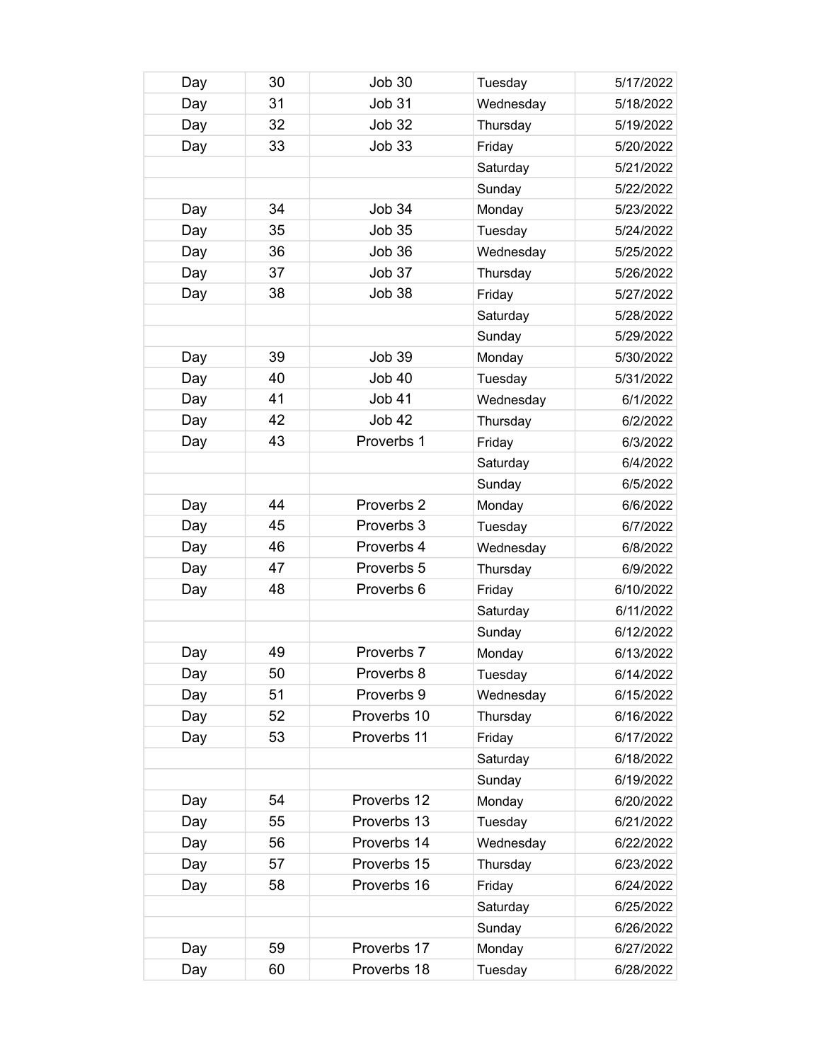| | | | | |
|---|---|---|---|---|
| Day | 30 | Job 30 | Tuesday | 5/17/2022 |
| Day | 31 | Job 31 | Wednesday | 5/18/2022 |
| Day | 32 | Job 32 | Thursday | 5/19/2022 |
| Day | 33 | Job 33 | Friday | 5/20/2022 |
| | | | Saturday | 5/21/2022 |
| | | | Sunday | 5/22/2022 |
| Day | 34 | Job 34 | Monday | 5/23/2022 |
| Day | 35 | Job 35 | Tuesday | 5/24/2022 |
| Day | 36 | Job 36 | Wednesday | 5/25/2022 |
| Day | 37 | Job 37 | Thursday | 5/26/2022 |
| Day | 38 | Job 38 | Friday | 5/27/2022 |
| | | | Saturday | 5/28/2022 |
| | | | Sunday | 5/29/2022 |
| Day | 39 | Job 39 | Monday | 5/30/2022 |
| Day | 40 | Job 40 | Tuesday | 5/31/2022 |
| Day | 41 | Job 41 | Wednesday | 6/1/2022 |
| Day | 42 | Job 42 | Thursday | 6/2/2022 |
| Day | 43 | Proverbs 1 | Friday | 6/3/2022 |
| | | | Saturday | 6/4/2022 |
| | | | Sunday | 6/5/2022 |
| Day | 44 | Proverbs 2 | Monday | 6/6/2022 |
| Day | 45 | Proverbs 3 | Tuesday | 6/7/2022 |
| Day | 46 | Proverbs 4 | Wednesday | 6/8/2022 |
| Day | 47 | Proverbs 5 | Thursday | 6/9/2022 |
| Day | 48 | Proverbs 6 | Friday | 6/10/2022 |
| | | | Saturday | 6/11/2022 |
| | | | Sunday | 6/12/2022 |
| Day | 49 | Proverbs 7 | Monday | 6/13/2022 |
| Day | 50 | Proverbs 8 | Tuesday | 6/14/2022 |
| Day | 51 | Proverbs 9 | Wednesday | 6/15/2022 |
| Day | 52 | Proverbs 10 | Thursday | 6/16/2022 |
| Day | 53 | Proverbs 11 | Friday | 6/17/2022 |
| | | | Saturday | 6/18/2022 |
| | | | Sunday | 6/19/2022 |
| Day | 54 | Proverbs 12 | Monday | 6/20/2022 |
| Day | 55 | Proverbs 13 | Tuesday | 6/21/2022 |
| Day | 56 | Proverbs 14 | Wednesday | 6/22/2022 |
| Day | 57 | Proverbs 15 | Thursday | 6/23/2022 |
| Day | 58 | Proverbs 16 | Friday | 6/24/2022 |
| | | | Saturday | 6/25/2022 |
| | | | Sunday | 6/26/2022 |
| Day | 59 | Proverbs 17 | Monday | 6/27/2022 |
| Day | 60 | Proverbs 18 | Tuesday | 6/28/2022 |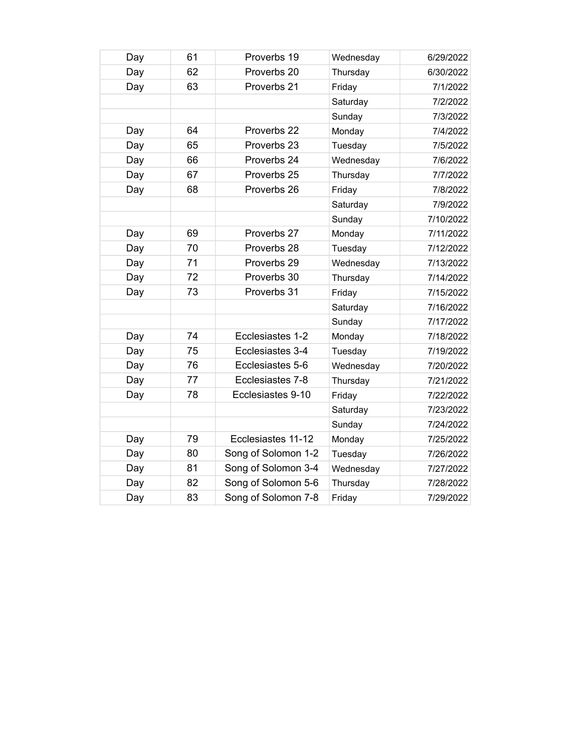| | | | | |
|---|---|---|---|---|
| Day | 61 | Proverbs 19 | Wednesday | 6/29/2022 |
| Day | 62 | Proverbs 20 | Thursday | 6/30/2022 |
| Day | 63 | Proverbs 21 | Friday | 7/1/2022 |
| | | | Saturday | 7/2/2022 |
| | | | Sunday | 7/3/2022 |
| Day | 64 | Proverbs 22 | Monday | 7/4/2022 |
| Day | 65 | Proverbs 23 | Tuesday | 7/5/2022 |
| Day | 66 | Proverbs 24 | Wednesday | 7/6/2022 |
| Day | 67 | Proverbs 25 | Thursday | 7/7/2022 |
| Day | 68 | Proverbs 26 | Friday | 7/8/2022 |
| | | | Saturday | 7/9/2022 |
| | | | Sunday | 7/10/2022 |
| Day | 69 | Proverbs 27 | Monday | 7/11/2022 |
| Day | 70 | Proverbs 28 | Tuesday | 7/12/2022 |
| Day | 71 | Proverbs 29 | Wednesday | 7/13/2022 |
| Day | 72 | Proverbs 30 | Thursday | 7/14/2022 |
| Day | 73 | Proverbs 31 | Friday | 7/15/2022 |
| | | | Saturday | 7/16/2022 |
| | | | Sunday | 7/17/2022 |
| Day | 74 | Ecclesiastes 1-2 | Monday | 7/18/2022 |
| Day | 75 | Ecclesiastes 3-4 | Tuesday | 7/19/2022 |
| Day | 76 | Ecclesiastes 5-6 | Wednesday | 7/20/2022 |
| Day | 77 | Ecclesiastes 7-8 | Thursday | 7/21/2022 |
| Day | 78 | Ecclesiastes 9-10 | Friday | 7/22/2022 |
| | | | Saturday | 7/23/2022 |
| | | | Sunday | 7/24/2022 |
| Day | 79 | Ecclesiastes 11-12 | Monday | 7/25/2022 |
| Day | 80 | Song of Solomon 1-2 | Tuesday | 7/26/2022 |
| Day | 81 | Song of Solomon 3-4 | Wednesday | 7/27/2022 |
| Day | 82 | Song of Solomon 5-6 | Thursday | 7/28/2022 |
| Day | 83 | Song of Solomon 7-8 | Friday | 7/29/2022 |